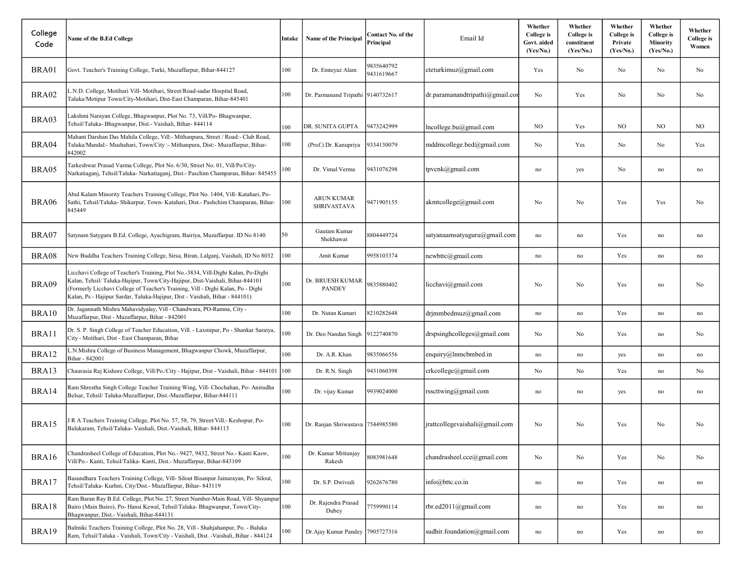| College Code | Name of the B.Ed College | Intake | Name of the Principal | Contact No. of the Principal | Email Id | Whether College is Govt. aided (Yes/No.) | Whether College is constituent (Yes/No.) | Whether College is Private (Yes/No.) | Whether College is Minority (Yes/No.) | Whether College is Women |
|---|---|---|---|---|---|---|---|---|---|---|
| BRA01 | Govt. Teacher's Training College, Turki, Muzaffarpur, Bihar-844127 | 100 | Dr. Emteyaz Alam | 9835640792 9431619667 | cteturkimuz@gmail.com | Yes | No | No | No | No |
| BRA02 | L.N.D. College, Motihari Vill- Motihari, Street/Road-sadar Hospital Road, Taluka/Motipur Town/City-Motihari, Dist-East Champaran, Bihar-845401 | 100 | Dr. Parmanand Tripathi | 9140732617 | dr.paramanandtripathi@gmail.cor | No | Yes | No | No | No |
| BRA03 | Lakshmi Narayan College, Bhagwanpur, Plot No. 73, Vill/Po- Bhagwanpur, Tehsil/Taluka- Bhagwanpur, Dist.- Vaishali, Bihar- 844114 | 100 | DR. SUNITA GUPTA | 9473242999 | lncollege.bu@gmail.com | NO | Yes | NO | NO | NO |
| BRA04 | Mahant Darshan Das Mahila College, Vill:- Mithanpura, Street / Road:- Club Road, Taluka/Mandal:- Mushahari, Town/City :- Mithanpura, Dist:- Muzaffarpur, Bihar-842002 | 100 | (Prof.) Dr. Kanupriya | 9334130079 | mddmcollege.bed@gmail.com | No | Yes | No | No | Yes |
| BRA05 | Tarkeshwar Prasad Varma College, Plot No. 6/30, Street No. 01, Vill/Po/City-Narkatiaganj, Tehsil/Taluka- Narkatiaganj, Dist.- Paschim Champaran, Bihar- 845455 | 100 | Dr. Vimal Verma | 9431076298 | tpvcnk@gmail.com | no | yes | No | no | no |
| BRA06 | Abul Kalam Minority Teachers Training College, Plot No. 1404, Vill- Katahari, Po-Sathi, Tehsil/Taluka- Shikarpur, Town- Katahari, Dist.- Pashchim Champaran, Bihar-845449 | 100 | ARUN KUMAR SHRIVASTAVA | 9471905155 | akmtcollege@gmail.com | No | No | Yes | Yes | No |
| BRA07 | Satynam Satyguru B.Ed. College, Ayachigram, Bairiya, Muzaffarpur. ID No 8140 | 50 | Gautam Kumar Shekhawat | 8804449724 | satyanaamsatyaguru@gmail.com | no | no | Yes | no | no |
| BRA08 | New Buddha Teachers Training College, Sirsa, Biran, Lalganj, Vaishali, ID No 8032 | 100 | Amit Kumar | 9958103374 | newbttc@gmail.com | no | no | Yes | no | no |
| BRA09 | Licchavi College of Teacher's Training, Plot No.-3834, Vill-Dighi Kalan, Po-Dighi Kalan, Tehsil/ Taluka-Hajipur, Town/City-Hajipur, Dist-Vaishali, Bihar-844101 (Formerly Licchavi College of Teacher's Training, Vill - Dighi Kalan, Po - Dighi Kalan, Ps - Hajipur Sardar, Taluka-Hajipur, Dist - Vaishali, Bihar - 844101) | 100 | Dr. BRUESH KUMAR PANDEY | 9835880402 | licchavi@gmail.com | No | No | Yes | no | No |
| BRA10 | Dr. Jagannath Mishra Mahavidyalay, Vill - Chandwara, PO-Ramna, City - Muzaffarpur, Dist - Muzaffarpur, Bihar - 842001 | 100 | Dr. Nutan Kumari | 8210282648 | drjmmbedmuz@gmail.com | no | no | Yes | no | no |
| BRA11 | Dr. S. P. Singh College of Teacher Education, Vill. - Laxmipur, Po - Shankar Saraiya, City - Motihari, Dist - East Champaran, Bihar | 100 | Dr. Deo Nandan Singh | 9122740870 | drspsinghcolleges@gmail.com | No | No | Yes | no | No |
| BRA12 | L.N.Mishra College of Business Management, Bhagwanpur Chowk, Muzaffarpur, Bihar - 842001 | 100 | Dr. A.R. Khan | 9835066556 | enquiry@lnmcbmbed.in | no | no | yes | no | no |
| BRA13 | Chaurasia Raj Kishore College, Vill/Po./City - Hajipur, Dist - Vaishali, Bihar - 844101 | 100 | Dr. R.N. Singh | 9431060398 | crkcollege@gmail.com | No | No | Yes | no | No |
| BRA14 | Ram Shrestha Singh College Teacher Training Wing, Vill- Chochahan, Po- Anirudha Belsar, Tehsil/ Taluka-Muzaffarpur, Dist.-Muzaffarpur, Bihar-844111 | 100 | Dr. vijay Kumar | 9939024000 | rsscttwing@gmail.com | no | no | yes | no | no |
| BRA15 | J R A Teachers Training College, Plot No. 57, 58, 79, Street/Vill.- Keshopur, Po-Balukaram, Tehsil/Taluka- Vaishali, Dist.-Vaishali, Bihar- 844113 | 100 | Dr. Ranjan Shriwastava | 7544985580 | jrattcollegevaishali@gmail.com | No | No | Yes | No | No |
| BRA16 | Chandrasheel College of Education, Plot No.- 9427, 9432, Street No.- Kanti Kasw, Vill/Po.- Kanti, Tehsil/Talika- Kanti, Dist.- Muzaffarpur, Bihar-843109 | 100 | Dr. Kumar Mritunjay Rakesh | 8083981648 | chandrasheel.cce@gmail.com | No | No | Yes | No | No |
| BRA17 | Basundhara Teachers Training College, Vill- Silout Bisanpur Jainarayan, Po- Silout, Tehsil/Taluka- Kurhni, City/Dist.- Muzaffarpur, Bihar- 843119 | 100 | Dr. S.P. Dwivedi | 9262676780 | info@bttc.co.in | no | no | Yes | no | no |
| BRA18 | Ram Baran Ray B.Ed. College, Plot No. 27, Street Number-Main Road, Vill- Shyampur Bairo (Main Bairo), Po- Hansi Kewal, Tehsil/Taluka- Bhagwanpur, Town/City-Bhagwanpur, Dist.- Vaishali, Bihar-844131 | 100 | Dr. Rajendra Prasad Dubey | 7759990114 | rbr.ed2011@gmail.com | no | no | Yes | no | no |
| BRA19 | Balmiki Teachers Training College, Plot No. 28, Vill - Shahjahanpur, Po. - Baluka Ram, Tehsil/Taluka - Vaishali, Town/City - Vaishali, Dist. -Vaishali, Bihar - 844124 | 100 | Dr.Ajay Kumar Pandey | 7905727316 | sudhir.foundation@gmail.com | no | no | Yes | no | no |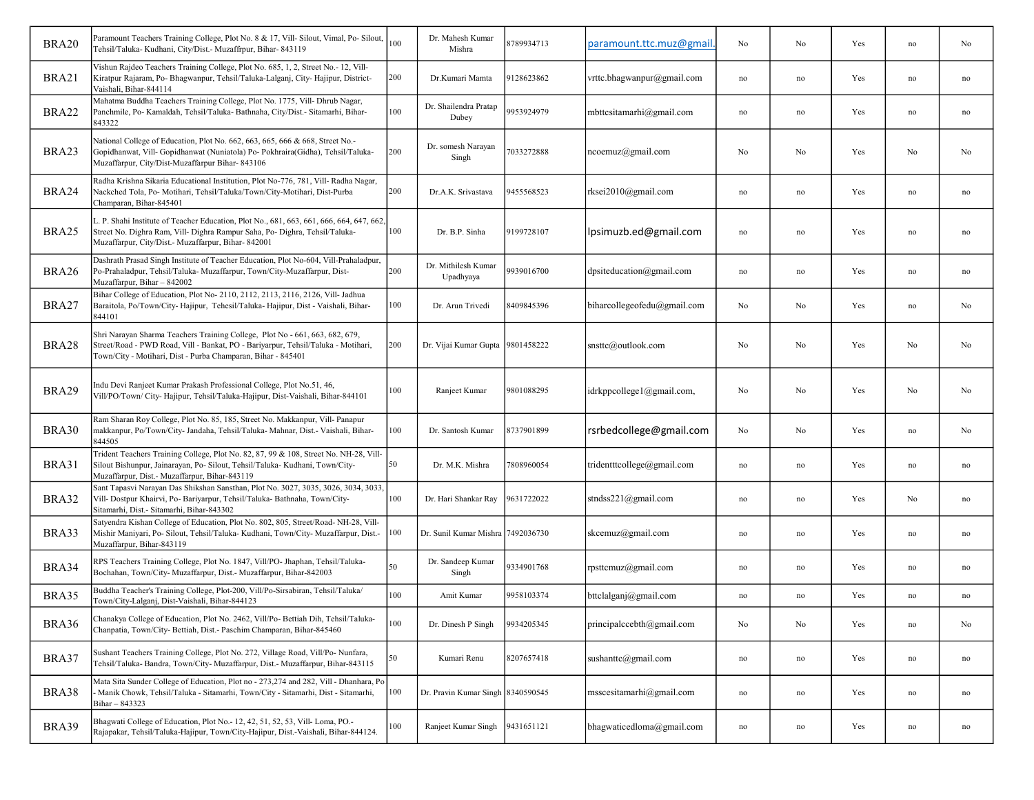| | | | | | | | | | | |
|---|---|---|---|---|---|---|---|---|---|---|
| BRA20 | Paramount Teachers Training College, Plot No. 8 & 17, Vill- Silout, Vimal, Po- Silout, Tehsil/Taluka- Kudhani, City/Dist.- Muzaffrpur, Bihar- 843119 | 100 | Dr. Mahesh Kumar Mishra | 8789934713 | paramount.ttc.muz@gmail. | No | No | Yes | no | No |
| BRA21 | Vishun Rajdeo Teachers Training College, Plot No. 685, 1, 2, Street No.- 12, Vill- Kiratpur Rajaram, Po- Bhagwanpur, Tehsil/Taluka-Lalganj, City- Hajipur, District- Vaishali, Bihar-844114 | 200 | Dr.Kumari Mamta | 9128623862 | vrttc.bhagwanpur@gmail.com | no | no | Yes | no | no |
| BRA22 | Mahatma Buddha Teachers Training College, Plot No. 1775, Vill- Dhrub Nagar, Panchmile, Po- Kamaldah, Tehsil/Taluka- Bathnaha, City/Dist.- Sitamarhi, Bihar-843322 | 100 | Dr. Shailendra Pratap Dubey | 9953924979 | mbttcsitamarhi@gmail.com | no | no | Yes | no | no |
| BRA23 | National College of Education, Plot No. 662, 663, 665, 666 & 668, Street No.- Gopidhanwat, Vill- Gopidhanwat (Nuniatola) Po- Pokhraira(Gidha), Tehsil/Taluka- Muzaffarpur, City/Dist-Muzaffarpur Bihar- 843106 | 200 | Dr. somesh Narayan Singh | 7033272888 | ncoemuz@gmail.com | No | No | Yes | No | No |
| BRA24 | Radha Krishna Sikaria Educational Institution, Plot No-776, 781, Vill- Radha Nagar, Nackched Tola, Po- Motihari, Tehsil/Taluka/Town/City-Motihari, Dist-Purba Champaran, Bihar-845401 | 200 | Dr.A.K. Srivastava | 9455568523 | rksei2010@gmail.com | no | no | Yes | no | no |
| BRA25 | L. P. Shahi Institute of Teacher Education, Plot No., 681, 663, 661, 666, 664, 647, 662, Street No. Dighra Ram, Vill- Dighra Rampur Saha, Po- Dighra, Tehsil/Taluka- Muzaffarpur, City/Dist.- Muzaffarpur, Bihar- 842001 | 100 | Dr. B.P. Sinha | 9199728107 | lpsimuzb.ed@gmail.com | no | no | Yes | no | no |
| BRA26 | Dashrath Prasad Singh Institute of Teacher Education, Plot No-604, Vill-Prahaladpur, Po-Prahaladpur, Tehsil/Taluka- Muzaffarpur, Town/City-Muzaffarpur, Dist- Muzaffarpur, Bihar – 842002 | 200 | Dr. Mithilesh Kumar Upadhyaya | 9939016700 | dpsiteducation@gmail.com | no | no | Yes | no | no |
| BRA27 | Bihar College of Education, Plot No- 2110, 2112, 2113, 2116, 2126, Vill- Jadhua Baraitola, Po/Town/City- Hajipur, Tehsil/Taluka- Hajipur, Dist - Vaishali, Bihar-844101 | 100 | Dr. Arun Trivedi | 8409845396 | biharcollegeofedu@gmail.com | No | No | Yes | no | No |
| BRA28 | Shri Narayan Sharma Teachers Training College, Plot No - 661, 663, 682, 679, Street/Road - PWD Road, Vill - Bankat, PO - Bariyarpur, Tehsil/Taluka - Motihari, Town/City - Motihari, Dist - Purba Champaran, Bihar - 845401 | 200 | Dr. Vijai Kumar Gupta | 9801458222 | snsttc@outlook.com | No | No | Yes | No | No |
| BRA29 | Indu Devi Ranjeet Kumar Prakash Professional College, Plot No.51, 46, Vill/PO/Town/ City- Hajipur, Tehsil/Taluka-Hajipur, Dist-Vaishali, Bihar-844101 | 100 | Ranjeet Kumar | 9801088295 | idrkppcollege1@gmail.com, | No | No | Yes | No | No |
| BRA30 | Ram Sharan Roy College, Plot No. 85, 185, Street No. Makkanpur, Vill- Panapur makkanpur, Po/Town/City- Jandaha, Tehsil/Taluka- Mahnar, Dist.- Vaishali, Bihar-844505 | 100 | Dr. Santosh Kumar | 8737901899 | rsrbedcollege@gmail.com | No | No | Yes | no | No |
| BRA31 | Trident Teachers Training College, Plot No. 82, 87, 99 & 108, Street No. NH-28, Vill-Silout Bishunpur, Jainarayan, Po- Silout, Tehsil/Taluka- Kudhani, Town/City- Muzaffarpur, Dist.- Muzaffarpur, Bihar-843119 | 50 | Dr. M.K. Mishra | 7808960054 | tridentttcollege@gmail.com | no | no | Yes | no | no |
| BRA32 | Sant Tapasvi Narayan Das Shikshan Sansthan, Plot No. 3027, 3035, 3026, 3034, 3033, Vill- Dostpur Khairvi, Po- Bariyarpur, Tehsil/Taluka- Bathnaha, Town/City- Sitamarhi, Dist.- Sitamarhi, Bihar-843302 | 100 | Dr. Hari Shankar Ray | 9631722022 | stndss221@gmail.com | no | no | Yes | No | no |
| BRA33 | Satyendra Kishan College of Education, Plot No. 802, 805, Street/Road- NH-28, Vill- Mishir Maniyari, Po- Silout, Tehsil/Taluka- Kudhani, Town/City- Muzaffarpur, Dist.- Muzaffarpur, Bihar-843119 | 100 | Dr. Sunil Kumar Mishra | 7492036730 | skcemuz@gmail.com | no | no | Yes | no | no |
| BRA34 | RPS Teachers Training College, Plot No. 1847, Vill/PO- Jhaphan, Tehsil/Taluka- Bochahan, Town/City- Muzaffarpur, Dist.- Muzaffarpur, Bihar-842003 | 50 | Dr. Sandeep Kumar Singh | 9334901768 | rpsttcmuz@gmail.com | no | no | Yes | no | no |
| BRA35 | Buddha Teacher's Training College, Plot-200, Vill/Po-Sirsabiran, Tehsil/Taluka/ Town/City-Lalganj, Dist-Vaishali, Bihar-844123 | 100 | Amit Kumar | 9958103374 | bttclalganj@gmail.com | no | no | Yes | no | no |
| BRA36 | Chanakya College of Education, Plot No. 2462, Vill/Po- Bettiah Dih, Tehsil/Taluka- Chanpatia, Town/City- Bettiah, Dist.- Paschim Champaran, Bihar-845460 | 100 | Dr. Dinesh P Singh | 9934205345 | principalccebth@gmail.com | No | No | Yes | no | No |
| BRA37 | Sushant Teachers Training College, Plot No. 272, Village Road, Vill/Po- Nunfara, Tehsil/Taluka- Bandra, Town/City- Muzaffarpur, Dist.- Muzaffarpur, Bihar-843115 | 50 | Kumari Renu | 8207657418 | sushanttc@gmail.com | no | no | Yes | no | no |
| BRA38 | Mata Sita Sunder College of Education, Plot no - 273,274 and 282, Vill - Dhanhara, Po - Manik Chowk, Tehsil/Taluka - Sitamarhi, Town/City - Sitamarhi, Dist - Sitamarhi, Bihar – 843323 | 100 | Dr. Pravin Kumar Singh | 8340590545 | msscesitamarhi@gmail.com | no | no | Yes | no | no |
| BRA39 | Bhagwati College of Education, Plot No.- 12, 42, 51, 52, 53, Vill- Loma, PO.- Rajapakar, Tehsil/Taluka-Hajipur, Town/City-Hajipur, Dist.-Vaishali, Bihar-844124. | 100 | Ranjeet Kumar Singh | 9431651121 | bhagwaticedloma@gmail.com | no | no | Yes | no | no |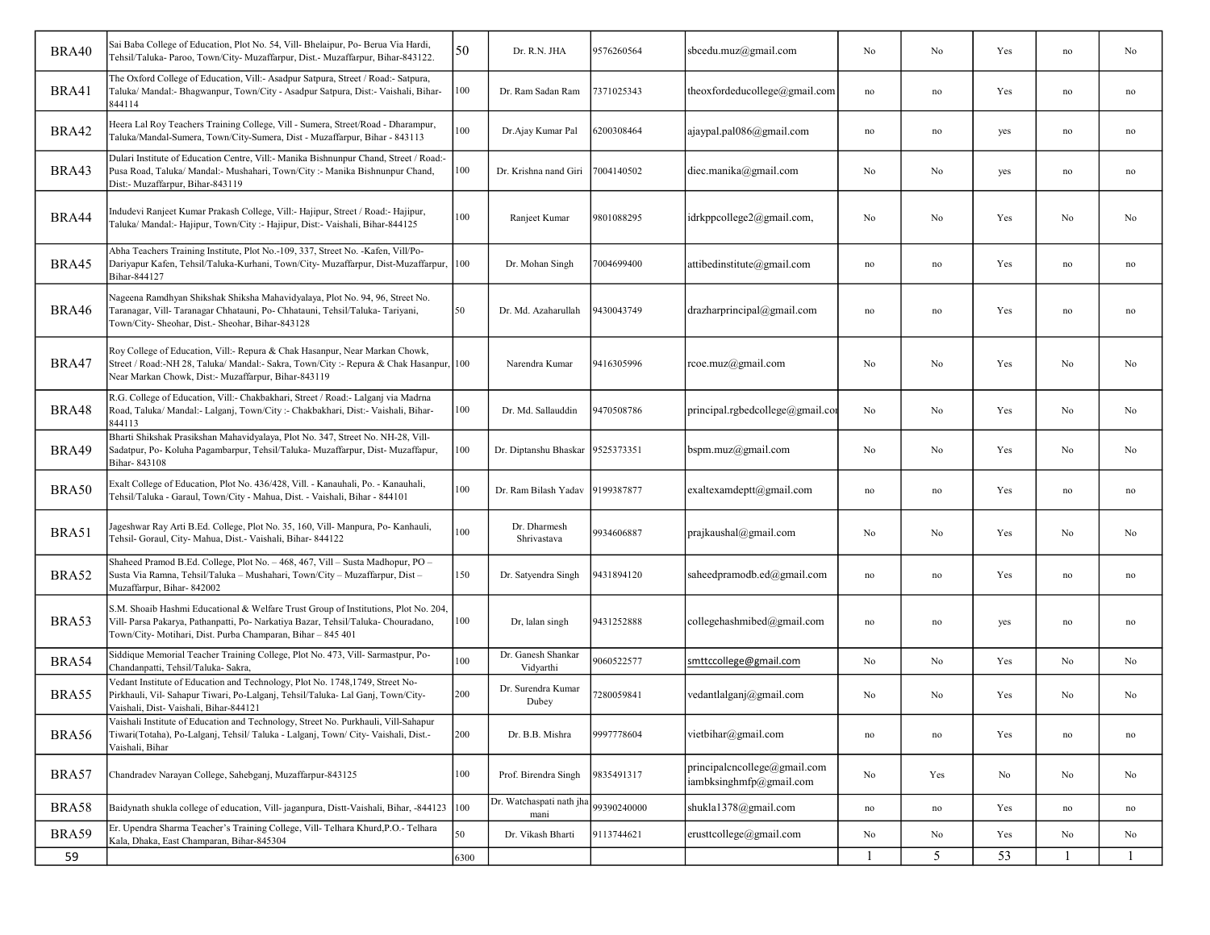| | | | | | | | | | | |
|---|---|---|---|---|---|---|---|---|---|---|
| BRA40 | Sai Baba College of Education, Plot No. 54, Vill- Bhelaipur, Po- Berua Via Hardi, Tehsil/Taluka- Paroo, Town/City- Muzaffarpur, Dist.- Muzaffarpur, Bihar-843122. | 50 | Dr. R.N. JHA | 9576260564 | sbcedu.muz@gmail.com | No | No | Yes | no | No |
| BRA41 | The Oxford College of Education, Vill:- Asadpur Satpura, Street / Road:- Satpura, Taluka/ Mandal:- Bhagwanpur, Town/City - Asadpur Satpura, Dist:- Vaishali, Bihar-844114 | 100 | Dr. Ram Sadan Ram | 7371025343 | theoxfordeducollege@gmail.com | no | no | Yes | no | no |
| BRA42 | Heera Lal Roy Teachers Training College, Vill - Sumera, Street/Road - Dharampur, Taluka/Mandal-Sumera, Town/City-Sumera, Dist - Muzaffarpur, Bihar - 843113 | 100 | Dr.Ajay Kumar Pal | 6200308464 | ajaypal.pal086@gmail.com | no | no | yes | no | no |
| BRA43 | Dulari Institute of Education Centre, Vill:- Manika Bishnunpur Chand, Street / Road:- Pusa Road, Taluka/ Mandal:- Mushahari, Town/City :- Manika Bishnunpur Chand, Dist:- Muzaffarpur, Bihar-843119 | 100 | Dr. Krishna nand Giri | 7004140502 | diec.manika@gmail.com | No | No | yes | no | no |
| BRA44 | Indudevi Ranjeet Kumar Prakash College, Vill:- Hajipur, Street / Road:- Hajipur, Taluka/ Mandal:- Hajipur, Town/City :- Hajipur, Dist:- Vaishali, Bihar-844125 | 100 | Ranjeet Kumar | 9801088295 | idrkppcollege2@gmail.com, | No | No | Yes | No | No |
| BRA45 | Abha Teachers Training Institute, Plot No.-109, 337, Street No. -Kafen, Vill/Po-Dariyapur Kafen, Tehsil/Taluka-Kurhani, Town/City- Muzaffarpur, Dist-Muzaffarpur, Bihar-844127 | 100 | Dr. Mohan Singh | 7004699400 | attibedinstitute@gmail.com | no | no | Yes | no | no |
| BRA46 | Nageena Ramdhyan Shikshak Shiksha Mahavidyalaya, Plot No. 94, 96, Street No. Taranagar, Vill- Taranagar Chhatauni, Po- Chhatauni, Tehsil/Taluka- Tariyani, Town/City- Sheohar, Dist.- Sheohar, Bihar-843128 | 50 | Dr. Md. Azaharullah | 9430043749 | drazharprincipal@gmail.com | no | no | Yes | no | no |
| BRA47 | Roy College of Education, Vill:- Repura & Chak Hasanpur, Near Markan Chowk, Street / Road:-NH 28, Taluka/ Mandal:- Sakra, Town/City :- Repura & Chak Hasanpur, Near Markan Chowk, Dist:- Muzaffarpur, Bihar-843119 | 100 | Narendra Kumar | 9416305996 | rcoe.muz@gmail.com | No | No | Yes | No | No |
| BRA48 | R.G. College of Education, Vill:- Chakbakhari, Street / Road:- Lalganj via Madrna Road, Taluka/ Mandal:- Lalganj, Town/City :- Chakbakhari, Dist:- Vaishali, Bihar-844113 | 100 | Dr. Md. Sallauddin | 9470508786 | principal.rgbedcollege@gmail.com | No | No | Yes | No | No |
| BRA49 | Bharti Shikshak Prasikshan Mahavidyalaya, Plot No. 347, Street No. NH-28, Vill-Sadatpur, Po- Koluha Pagambarpur, Tehsil/Taluka- Muzaffarpur, Dist- Muzaffapur, Bihar- 843108 | 100 | Dr. Diptanshu Bhaskar | 9525373351 | bspm.muz@gmail.com | No | No | Yes | No | No |
| BRA50 | Exalt College of Education, Plot No. 436/428, Vill. - Kanauhali, Po. - Kanauhali, Tehsil/Taluka - Garaul, Town/City - Mahua, Dist. - Vaishali, Bihar - 844101 | 100 | Dr. Ram Bilash Yadav | 9199387877 | exaltexamdeptt@gmail.com | no | no | Yes | no | no |
| BRA51 | Jageshwar Ray Arti B.Ed. College, Plot No. 35, 160, Vill- Manpura, Po- Kanhauli, Tehsil- Goraul, City- Mahua, Dist.- Vaishali, Bihar- 844122 | 100 | Dr. Dharmesh Shrivastava | 9934606887 | prajkaushal@gmail.com | No | No | Yes | No | No |
| BRA52 | Shaheed Pramod B.Ed. College, Plot No. – 468, 467, Vill – Susta Madhopur, PO – Susta Via Ramna, Tehsil/Taluka – Mushahari, Town/City – Muzaffarpur, Dist – Muzaffarpur, Bihar- 842002 | 150 | Dr. Satyendra Singh | 9431894120 | saheedpramodb.ed@gmail.com | no | no | Yes | no | no |
| BRA53 | S.M. Shoaib Hashmi Educational & Welfare Trust Group of Institutions, Plot No. 204, Vill- Parsa Pakarya, Pathanpatti, Po- Narkatiya Bazar, Tehsil/Taluka- Chouradano, Town/City- Motihari, Dist. Purba Champaran, Bihar – 845 401 | 100 | Dr, lalan singh | 9431252888 | collegehashmibed@gmail.com | no | no | yes | no | no |
| BRA54 | Siddique Memorial Teacher Training College, Plot No. 473, Vill- Sarmastpur, Po-Chandanpatti, Tehsil/Taluka- Sakra, | 100 | Dr. Ganesh Shankar Vidyarthi | 9060522577 | smttccollege@gmail.com | No | No | Yes | No | No |
| BRA55 | Vedant Institute of Education and Technology, Plot No. 1748,1749, Street No-Pirkhauli, Vil- Sahapur Tiwari, Po-Lalganj, Tehsil/Taluka- Lal Ganj, Town/City-Vaishali, Dist- Vaishali, Bihar-844121 | 200 | Dr. Surendra Kumar Dubey | 7280059841 | vedantlalganj@gmail.com | No | No | Yes | No | No |
| BRA56 | Vaishali Institute of Education and Technology, Street No. Purkhauli, Vill-Sahapur Tiwari(Totaha), Po-Lalganj, Tehsil/ Taluka - Lalganj, Town/ City- Vaishali, Dist.-Vaishali, Bihar | 200 | Dr. B.B. Mishra | 9997778604 | vietbihar@gmail.com | no | no | Yes | no | no |
| BRA57 | Chandradev Narayan College, Sahebganj, Muzaffarpur-843125 | 100 | Prof. Birendra Singh | 9835491317 | principalcncollege@gmail.com iambksinghmfp@gmail.com | No | Yes | No | No | No |
| BRA58 | Baidynath shukla college of education, Vill- jaganpura, Distt-Vaishali, Bihar, -844123 | 100 | Dr. Watchaspati nath jha mani | 99390240000 | shukla1378@gmail.com | no | no | Yes | no | no |
| BRA59 | Er. Upendra Sharma Teacher's Training College, Vill- Telhara Khurd,P.O.- Telhara Kala, Dhaka, East Champaran, Bihar-845304 | 50 | Dr. Vikash Bharti | 9113744621 | erusttcollege@gmail.com | No | No | Yes | No | No |
| 59 | | 6300 | | | | 1 | 5 | 53 | 1 | 1 |